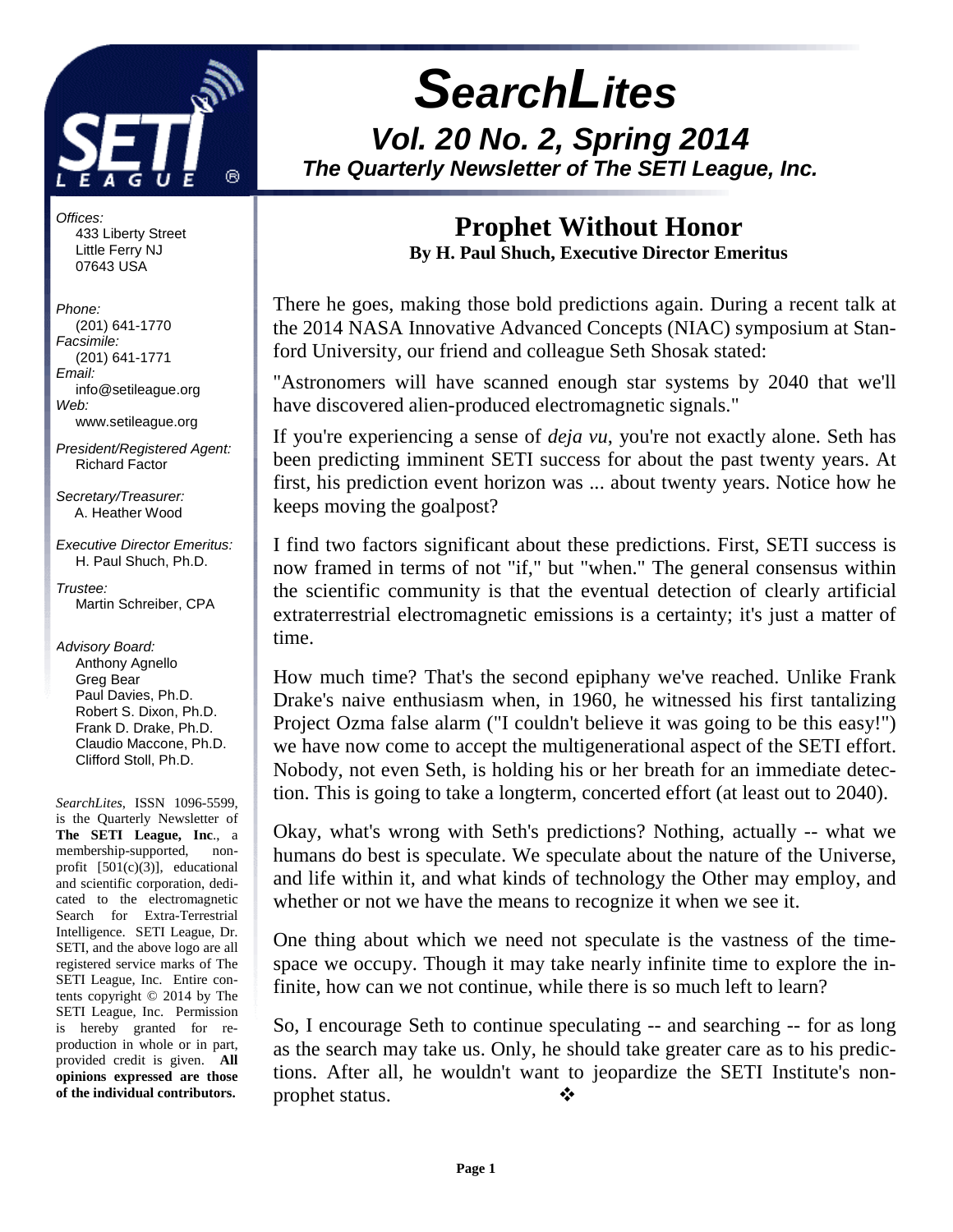# SearchLites

## Vol. 20 No. 2, Spring 2014

**The Quarterly Newsletter of The SETI League, Inc.**

*Offices:*
433 Liberty Street
Little Ferry NJ
07643 USA

*Phone:*
(201) 641-1770
*Facsimile:*
(201) 641-1771
*Email:*
info@setileague.org
*Web:*
www.setileague.org

*President/Registered Agent:*
Richard Factor

*Secretary/Treasurer:*
A. Heather Wood

*Executive Director Emeritus:*
H. Paul Shuch, Ph.D.

*Trustee:*
Martin Schreiber, CPA

*Advisory Board:*
Anthony Agnello
Greg Bear
Paul Davies, Ph.D.
Robert S. Dixon, Ph.D.
Frank D. Drake, Ph.D.
Claudio Maccone, Ph.D.
Clifford Stoll, Ph.D.

*SearchLites*, ISSN 1096-5599, is the Quarterly Newsletter of **The SETI League, Inc**., a membership-supported, non-profit [501(c)(3)], educational and scientific corporation, dedicated to the electromagnetic Search for Extra-Terrestrial Intelligence. SETI League, Dr. SETI, and the above logo are all registered service marks of The SETI League, Inc. Entire contents copyright © 2014 by The SETI League, Inc. Permission is hereby granted for reproduction in whole or in part, provided credit is given. **All opinions expressed are those of the individual contributors.**

## Prophet Without Honor

**By H. Paul Shuch, Executive Director Emeritus**

There he goes, making those bold predictions again. During a recent talk at the 2014 NASA Innovative Advanced Concepts (NIAC) symposium at Stanford University, our friend and colleague Seth Shosak stated:

"Astronomers will have scanned enough star systems by 2040 that we'll have discovered alien-produced electromagnetic signals."

If you're experiencing a sense of *deja vu*, you're not exactly alone. Seth has been predicting imminent SETI success for about the past twenty years. At first, his prediction event horizon was ... about twenty years. Notice how he keeps moving the goalpost?

I find two factors significant about these predictions. First, SETI success is now framed in terms of not "if," but "when." The general consensus within the scientific community is that the eventual detection of clearly artificial extraterrestrial electromagnetic emissions is a certainty; it's just a matter of time.

How much time? That's the second epiphany we've reached. Unlike Frank Drake's naive enthusiasm when, in 1960, he witnessed his first tantalizing Project Ozma false alarm ("I couldn't believe it was going to be this easy!") we have now come to accept the multigenerational aspect of the SETI effort. Nobody, not even Seth, is holding his or her breath for an immediate detection. This is going to take a longterm, concerted effort (at least out to 2040).

Okay, what's wrong with Seth's predictions? Nothing, actually -- what we humans do best is speculate. We speculate about the nature of the Universe, and life within it, and what kinds of technology the Other may employ, and whether or not we have the means to recognize it when we see it.

One thing about which we need not speculate is the vastness of the time-space we occupy. Though it may take nearly infinite time to explore the infinite, how can we not continue, while there is so much left to learn?

So, I encourage Seth to continue speculating -- and searching -- for as long as the search may take us. Only, he should take greater care as to his predictions. After all, he wouldn't want to jeopardize the SETI Institute's non-prophet status. ❖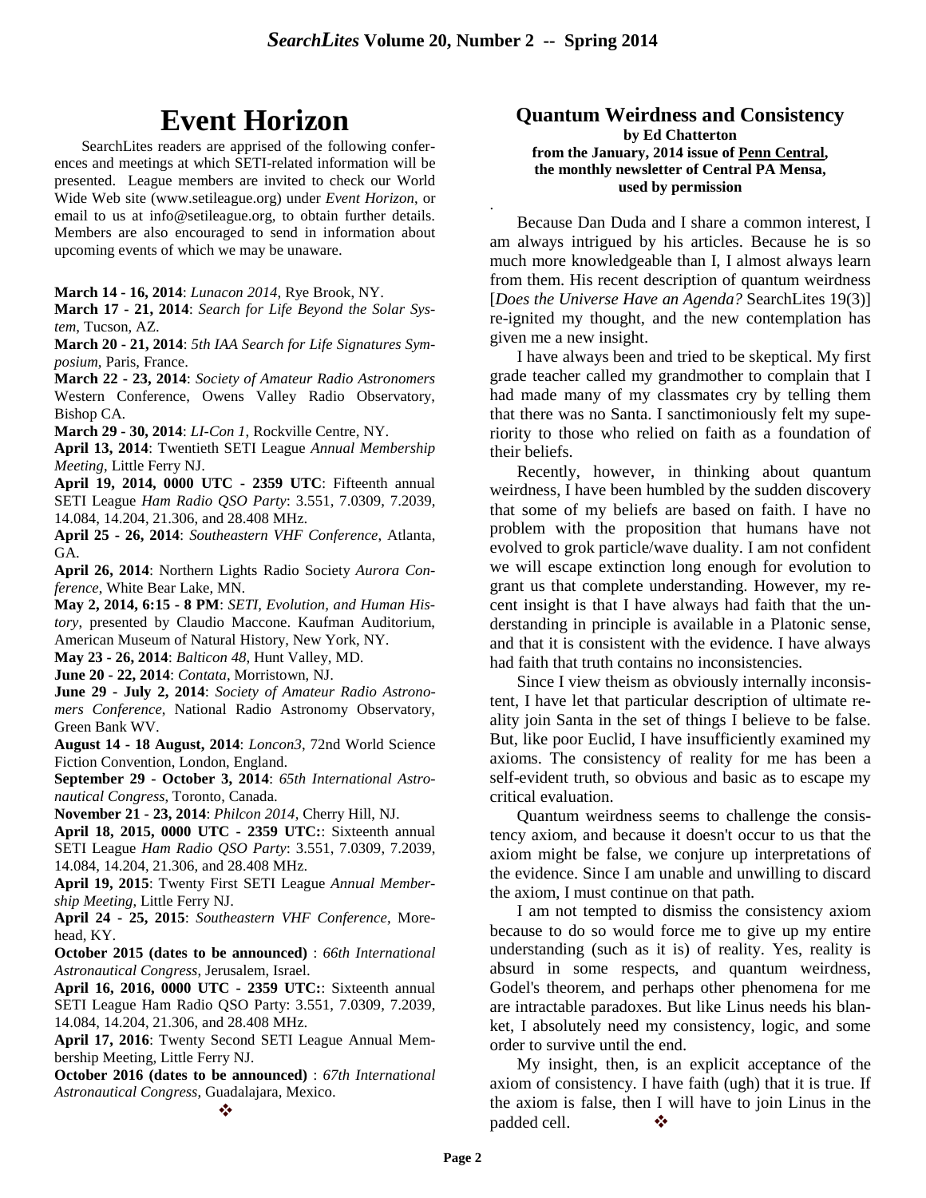# Event Horizon

SearchLites readers are apprised of the following conferences and meetings at which SETI-related information will be presented. League members are invited to check our World Wide Web site (www.setileague.org) under *Event Horizon*, or email to us at info@setileague.org, to obtain further details. Members are also encouraged to send in information about upcoming events of which we may be unaware.

**March 14 - 16, 2014**: *Lunacon 2014*, Rye Brook, NY.

**March 17 - 21, 2014**: *Search for Life Beyond the Solar System*, Tucson, AZ.

**March 20 - 21, 2014**: *5th IAA Search for Life Signatures Symposium*, Paris, France.

**March 22 - 23, 2014**: *Society of Amateur Radio Astronomers* Western Conference, Owens Valley Radio Observatory, Bishop CA.

**March 29 - 30, 2014**: *LI-Con 1*, Rockville Centre, NY.

**April 13, 2014**: Twentieth SETI League *Annual Membership Meeting*, Little Ferry NJ.

**April 19, 2014, 0000 UTC - 2359 UTC**: Fifteenth annual SETI League *Ham Radio QSO Party*: 3.551, 7.0309, 7.2039, 14.084, 14.204, 21.306, and 28.408 MHz.

**April 25 - 26, 2014**: *Southeastern VHF Conference*, Atlanta, GA.

**April 26, 2014**: Northern Lights Radio Society *Aurora Conference*, White Bear Lake, MN.

**May 2, 2014, 6:15 - 8 PM**: *SETI, Evolution, and Human History*, presented by Claudio Maccone. Kaufman Auditorium, American Museum of Natural History, New York, NY.

**May 23 - 26, 2014**: *Balticon 48*, Hunt Valley, MD.

**June 20 - 22, 2014**: *Contata*, Morristown, NJ.

**June 29 - July 2, 2014**: *Society of Amateur Radio Astronomers Conference*, National Radio Astronomy Observatory, Green Bank WV.

**August 14 - 18 August, 2014**: *Loncon3*, 72nd World Science Fiction Convention, London, England.

**September 29 - October 3, 2014**: *65th International Astronautical Congress*, Toronto, Canada.

**November 21 - 23, 2014**: *Philcon 2014*, Cherry Hill, NJ.

**April 18, 2015, 0000 UTC - 2359 UTC:**: Sixteenth annual SETI League *Ham Radio QSO Party*: 3.551, 7.0309, 7.2039, 14.084, 14.204, 21.306, and 28.408 MHz.

**April 19, 2015**: Twenty First SETI League *Annual Membership Meeting*, Little Ferry NJ.

**April 24 - 25, 2015**: *Southeastern VHF Conference*, Morehead, KY.

**October 2015 (dates to be announced)** : *66th International Astronautical Congress*, Jerusalem, Israel.

**April 16, 2016, 0000 UTC - 2359 UTC:**: Sixteenth annual SETI League Ham Radio QSO Party: 3.551, 7.0309, 7.2039, 14.084, 14.204, 21.306, and 28.408 MHz.

**April 17, 2016**: Twenty Second SETI League Annual Membership Meeting, Little Ferry NJ.

**October 2016 (dates to be announced)** : *67th International Astronautical Congress*, Guadalajara, Mexico.

❖

## Quantum Weirdness and Consistency

**by Ed Chatterton**
**from the January, 2014 issue of Penn Central, the monthly newsletter of Central PA Mensa, used by permission**

Because Dan Duda and I share a common interest, I am always intrigued by his articles. Because he is so much more knowledgeable than I, I almost always learn from them. His recent description of quantum weirdness [*Does the Universe Have an Agenda?* SearchLites 19(3)] re-ignited my thought, and the new contemplation has given me a new insight.

I have always been and tried to be skeptical. My first grade teacher called my grandmother to complain that I had made many of my classmates cry by telling them that there was no Santa. I sanctimoniously felt my superiority to those who relied on faith as a foundation of their beliefs.

Recently, however, in thinking about quantum weirdness, I have been humbled by the sudden discovery that some of my beliefs are based on faith. I have no problem with the proposition that humans have not evolved to grok particle/wave duality. I am not confident we will escape extinction long enough for evolution to grant us that complete understanding. However, my recent insight is that I have always had faith that the understanding in principle is available in a Platonic sense, and that it is consistent with the evidence. I have always had faith that truth contains no inconsistencies.

Since I view theism as obviously internally inconsistent, I have let that particular description of ultimate reality join Santa in the set of things I believe to be false. But, like poor Euclid, I have insufficiently examined my axioms. The consistency of reality for me has been a self-evident truth, so obvious and basic as to escape my critical evaluation.

Quantum weirdness seems to challenge the consistency axiom, and because it doesn't occur to us that the axiom might be false, we conjure up interpretations of the evidence. Since I am unable and unwilling to discard the axiom, I must continue on that path.

I am not tempted to dismiss the consistency axiom because to do so would force me to give up my entire understanding (such as it is) of reality. Yes, reality is absurd in some respects, and quantum weirdness, Godel's theorem, and perhaps other phenomena for me are intractable paradoxes. But like Linus needs his blanket, I absolutely need my consistency, logic, and some order to survive until the end.

My insight, then, is an explicit acceptance of the axiom of consistency. I have faith (ugh) that it is true. If the axiom is false, then I will have to join Linus in the padded cell. ❖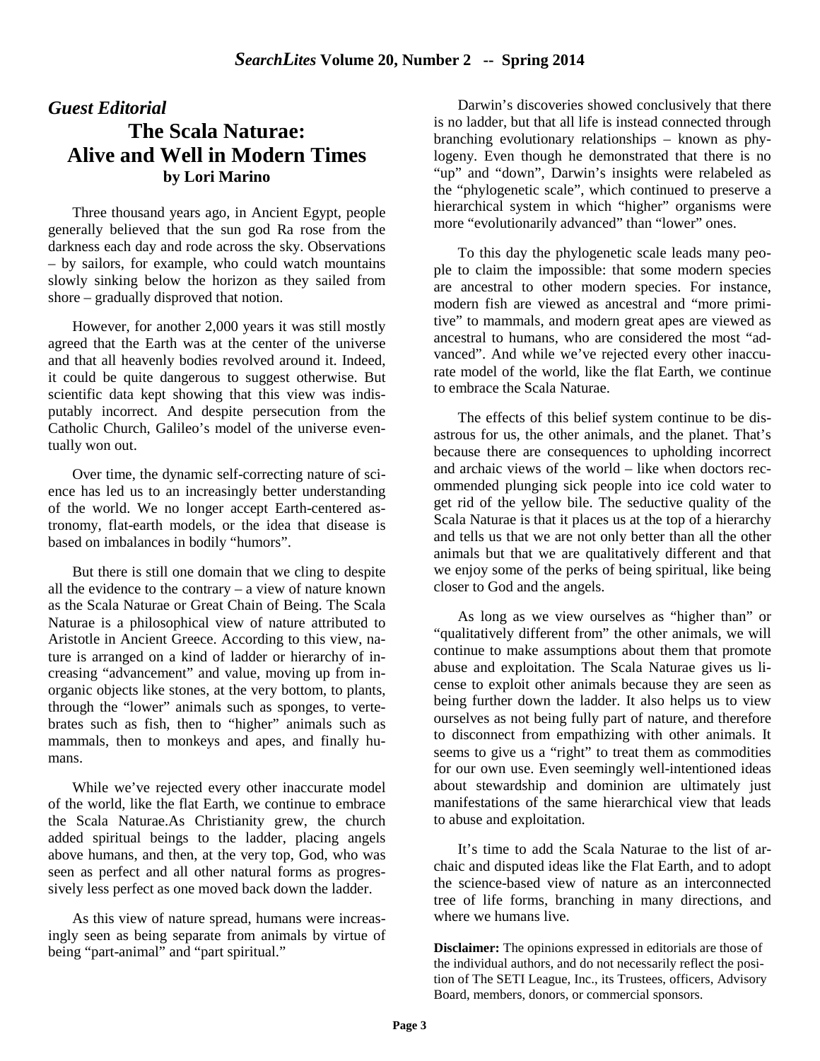*Guest Editorial*

# The Scala Naturae: Alive and Well in Modern Times

**by Lori Marino**

Three thousand years ago, in Ancient Egypt, people generally believed that the sun god Ra rose from the darkness each day and rode across the sky. Observations – by sailors, for example, who could watch mountains slowly sinking below the horizon as they sailed from shore – gradually disproved that notion.

However, for another 2,000 years it was still mostly agreed that the Earth was at the center of the universe and that all heavenly bodies revolved around it. Indeed, it could be quite dangerous to suggest otherwise. But scientific data kept showing that this view was indisputably incorrect. And despite persecution from the Catholic Church, Galileo's model of the universe eventually won out.

Over time, the dynamic self-correcting nature of science has led us to an increasingly better understanding of the world. We no longer accept Earth-centered astronomy, flat-earth models, or the idea that disease is based on imbalances in bodily "humors".

But there is still one domain that we cling to despite all the evidence to the contrary – a view of nature known as the Scala Naturae or Great Chain of Being. The Scala Naturae is a philosophical view of nature attributed to Aristotle in Ancient Greece. According to this view, nature is arranged on a kind of ladder or hierarchy of increasing "advancement" and value, moving up from inorganic objects like stones, at the very bottom, to plants, through the "lower" animals such as sponges, to vertebrates such as fish, then to "higher" animals such as mammals, then to monkeys and apes, and finally humans.

While we've rejected every other inaccurate model of the world, like the flat Earth, we continue to embrace the Scala Naturae.As Christianity grew, the church added spiritual beings to the ladder, placing angels above humans, and then, at the very top, God, who was seen as perfect and all other natural forms as progressively less perfect as one moved back down the ladder.

As this view of nature spread, humans were increasingly seen as being separate from animals by virtue of being "part-animal" and "part spiritual."

Darwin's discoveries showed conclusively that there is no ladder, but that all life is instead connected through branching evolutionary relationships – known as phylogeny. Even though he demonstrated that there is no "up" and "down", Darwin's insights were relabeled as the "phylogenetic scale", which continued to preserve a hierarchical system in which "higher" organisms were more "evolutionarily advanced" than "lower" ones.

To this day the phylogenetic scale leads many people to claim the impossible: that some modern species are ancestral to other modern species. For instance, modern fish are viewed as ancestral and "more primitive" to mammals, and modern great apes are viewed as ancestral to humans, who are considered the most "advanced". And while we've rejected every other inaccurate model of the world, like the flat Earth, we continue to embrace the Scala Naturae.

The effects of this belief system continue to be disastrous for us, the other animals, and the planet. That's because there are consequences to upholding incorrect and archaic views of the world – like when doctors recommended plunging sick people into ice cold water to get rid of the yellow bile. The seductive quality of the Scala Naturae is that it places us at the top of a hierarchy and tells us that we are not only better than all the other animals but that we are qualitatively different and that we enjoy some of the perks of being spiritual, like being closer to God and the angels.

As long as we view ourselves as "higher than" or "qualitatively different from" the other animals, we will continue to make assumptions about them that promote abuse and exploitation. The Scala Naturae gives us license to exploit other animals because they are seen as being further down the ladder. It also helps us to view ourselves as not being fully part of nature, and therefore to disconnect from empathizing with other animals. It seems to give us a "right" to treat them as commodities for our own use. Even seemingly well-intentioned ideas about stewardship and dominion are ultimately just manifestations of the same hierarchical view that leads to abuse and exploitation.

It's time to add the Scala Naturae to the list of archaic and disputed ideas like the Flat Earth, and to adopt the science-based view of nature as an interconnected tree of life forms, branching in many directions, and where we humans live.

**Disclaimer:** The opinions expressed in editorials are those of the individual authors, and do not necessarily reflect the position of The SETI League, Inc., its Trustees, officers, Advisory Board, members, donors, or commercial sponsors.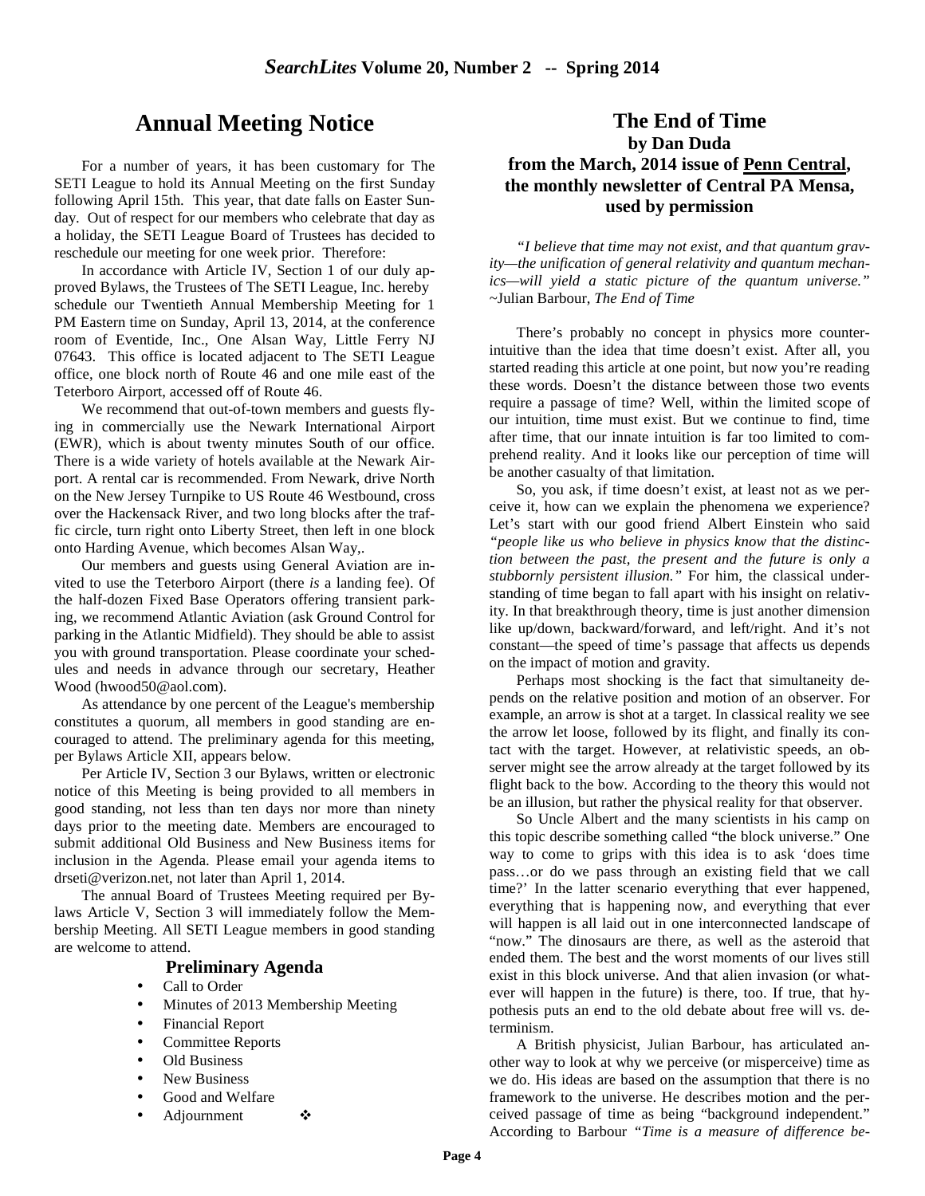## Annual Meeting Notice

For a number of years, it has been customary for The SETI League to hold its Annual Meeting on the first Sunday following April 15th. This year, that date falls on Easter Sunday. Out of respect for our members who celebrate that day as a holiday, the SETI League Board of Trustees has decided to reschedule our meeting for one week prior. Therefore:

In accordance with Article IV, Section 1 of our duly approved Bylaws, the Trustees of The SETI League, Inc. hereby schedule our Twentieth Annual Membership Meeting for 1 PM Eastern time on Sunday, April 13, 2014, at the conference room of Eventide, Inc., One Alsan Way, Little Ferry NJ 07643. This office is located adjacent to The SETI League office, one block north of Route 46 and one mile east of the Teterboro Airport, accessed off of Route 46.

We recommend that out-of-town members and guests flying in commercially use the Newark International Airport (EWR), which is about twenty minutes South of our office. There is a wide variety of hotels available at the Newark Airport. A rental car is recommended. From Newark, drive North on the New Jersey Turnpike to US Route 46 Westbound, cross over the Hackensack River, and two long blocks after the traffic circle, turn right onto Liberty Street, then left in one block onto Harding Avenue, which becomes Alsan Way,.

Our members and guests using General Aviation are invited to use the Teterboro Airport (there *is* a landing fee). Of the half-dozen Fixed Base Operators offering transient parking, we recommend Atlantic Aviation (ask Ground Control for parking in the Atlantic Midfield). They should be able to assist you with ground transportation. Please coordinate your schedules and needs in advance through our secretary, Heather Wood (hwood50@aol.com).

As attendance by one percent of the League's membership constitutes a quorum, all members in good standing are encouraged to attend. The preliminary agenda for this meeting, per Bylaws Article XII, appears below.

Per Article IV, Section 3 our Bylaws, written or electronic notice of this Meeting is being provided to all members in good standing, not less than ten days nor more than ninety days prior to the meeting date. Members are encouraged to submit additional Old Business and New Business items for inclusion in the Agenda. Please email your agenda items to drseti@verizon.net, not later than April 1, 2014.

The annual Board of Trustees Meeting required per Bylaws Article V, Section 3 will immediately follow the Membership Meeting. All SETI League members in good standing are welcome to attend.

### Preliminary Agenda

- Call to Order
- Minutes of 2013 Membership Meeting
- Financial Report
- Committee Reports
- Old Business
- New Business
- Good and Welfare
- Adjournment ❖

## The End of Time
### by Dan Duda
### from the March, 2014 issue of Penn Central, the monthly newsletter of Central PA Mensa, used by permission

*"I believe that time may not exist, and that quantum gravity—the unification of general relativity and quantum mechanics—will yield a static picture of the quantum universe."* ~Julian Barbour, *The End of Time*

There's probably no concept in physics more counter-intuitive than the idea that time doesn't exist. After all, you started reading this article at one point, but now you're reading these words. Doesn't the distance between those two events require a passage of time? Well, within the limited scope of our intuition, time must exist. But we continue to find, time after time, that our innate intuition is far too limited to comprehend reality. And it looks like our perception of time will be another casualty of that limitation.

So, you ask, if time doesn't exist, at least not as we perceive it, how can we explain the phenomena we experience? Let's start with our good friend Albert Einstein who said *"people like us who believe in physics know that the distinction between the past, the present and the future is only a stubbornly persistent illusion."* For him, the classical understanding of time began to fall apart with his insight on relativity. In that breakthrough theory, time is just another dimension like up/down, backward/forward, and left/right. And it's not constant—the speed of time's passage that affects us depends on the impact of motion and gravity.

Perhaps most shocking is the fact that simultaneity depends on the relative position and motion of an observer. For example, an arrow is shot at a target. In classical reality we see the arrow let loose, followed by its flight, and finally its contact with the target. However, at relativistic speeds, an observer might see the arrow already at the target followed by its flight back to the bow. According to the theory this would not be an illusion, but rather the physical reality for that observer.

So Uncle Albert and the many scientists in his camp on this topic describe something called "the block universe." One way to come to grips with this idea is to ask 'does time pass…or do we pass through an existing field that we call time?' In the latter scenario everything that ever happened, everything that is happening now, and everything that ever will happen is all laid out in one interconnected landscape of "now." The dinosaurs are there, as well as the asteroid that ended them. The best and the worst moments of our lives still exist in this block universe. And that alien invasion (or whatever will happen in the future) is there, too. If true, that hypothesis puts an end to the old debate about free will vs. determinism.

A British physicist, Julian Barbour, has articulated another way to look at why we perceive (or misperceive) time as we do. His ideas are based on the assumption that there is no framework to the universe. He describes motion and the perceived passage of time as being "background independent." According to Barbour *"Time is a measure of difference be-*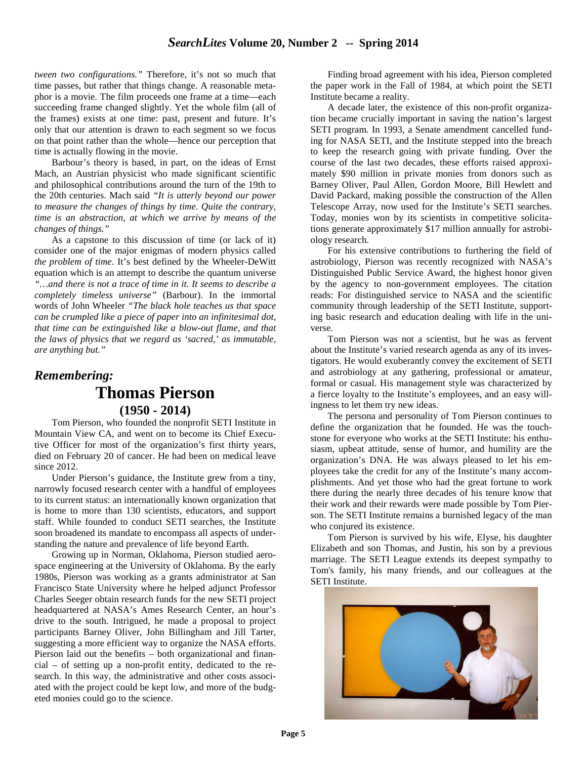*tween two configurations."* Therefore, it's not so much that time passes, but rather that things change. A reasonable metaphor is a movie. The film proceeds one frame at a time—each succeeding frame changed slightly. Yet the whole film (all of the frames) exists at one time: past, present and future. It's only that our attention is drawn to each segment so we focus on that point rather than the whole—hence our perception that time is actually flowing in the movie.

Barbour's theory is based, in part, on the ideas of Ernst Mach, an Austrian physicist who made significant scientific and philosophical contributions around the turn of the 19th to the 20th centuries. Mach said *"It is utterly beyond our power to measure the changes of things by time. Quite the contrary, time is an abstraction, at which we arrive by means of the changes of things."*

As a capstone to this discussion of time (or lack of it) consider one of the major enigmas of modern physics called *the problem of time*. It's best defined by the Wheeler-DeWitt equation which is an attempt to describe the quantum universe *"…and there is not a trace of time in it. It seems to describe a completely timeless universe"* (Barbour). In the immortal words of John Wheeler *"The black hole teaches us that space can be crumpled like a piece of paper into an infinitesimal dot, that time can be extinguished like a blow-out flame, and that the laws of physics that we regard as 'sacred,' as immutable, are anything but."*

## *Remembering:*

# Thomas Pierson

## (1950 - 2014)

Tom Pierson, who founded the nonprofit SETI Institute in Mountain View CA, and went on to become its Chief Executive Officer for most of the organization's first thirty years, died on February 20 of cancer. He had been on medical leave since 2012.

Under Pierson's guidance, the Institute grew from a tiny, narrowly focused research center with a handful of employees to its current status: an internationally known organization that is home to more than 130 scientists, educators, and support staff. While founded to conduct SETI searches, the Institute soon broadened its mandate to encompass all aspects of understanding the nature and prevalence of life beyond Earth.

Growing up in Norman, Oklahoma, Pierson studied aerospace engineering at the University of Oklahoma. By the early 1980s, Pierson was working as a grants administrator at San Francisco State University where he helped adjunct Professor Charles Seeger obtain research funds for the new SETI project headquartered at NASA's Ames Research Center, an hour's drive to the south. Intrigued, he made a proposal to project participants Barney Oliver, John Billingham and Jill Tarter, suggesting a more efficient way to organize the NASA efforts. Pierson laid out the benefits – both organizational and financial – of setting up a non-profit entity, dedicated to the research. In this way, the administrative and other costs associated with the project could be kept low, and more of the budgeted monies could go to the science.

Finding broad agreement with his idea, Pierson completed the paper work in the Fall of 1984, at which point the SETI Institute became a reality.

A decade later, the existence of this non-profit organization became crucially important in saving the nation's largest SETI program. In 1993, a Senate amendment cancelled funding for NASA SETI, and the Institute stepped into the breach to keep the research going with private funding. Over the course of the last two decades, these efforts raised approximately $90 million in private monies from donors such as Barney Oliver, Paul Allen, Gordon Moore, Bill Hewlett and David Packard, making possible the construction of the Allen Telescope Array, now used for the Institute's SETI searches. Today, monies won by its scientists in competitive solicitations generate approximately $17 million annually for astrobiology research.

For his extensive contributions to furthering the field of astrobiology, Pierson was recently recognized with NASA's Distinguished Public Service Award, the highest honor given by the agency to non-government employees. The citation reads: For distinguished service to NASA and the scientific community through leadership of the SETI Institute, supporting basic research and education dealing with life in the universe.

Tom Pierson was not a scientist, but he was as fervent about the Institute's varied research agenda as any of its investigators. He would exuberantly convey the excitement of SETI and astrobiology at any gathering, professional or amateur, formal or casual. His management style was characterized by a fierce loyalty to the Institute's employees, and an easy willingness to let them try new ideas.

The persona and personality of Tom Pierson continues to define the organization that he founded. He was the touchstone for everyone who works at the SETI Institute: his enthusiasm, upbeat attitude, sense of humor, and humility are the organization's DNA. He was always pleased to let his employees take the credit for any of the Institute's many accomplishments. And yet those who had the great fortune to work there during the nearly three decades of his tenure know that their work and their rewards were made possible by Tom Pierson. The SETI Institute remains a burnished legacy of the man who conjured its existence.

Tom Pierson is survived by his wife, Elyse, his daughter Elizabeth and son Thomas, and Justin, his son by a previous marriage. The SETI League extends its deepest sympathy to Tom's family, his many friends, and our colleagues at the SETI Institute.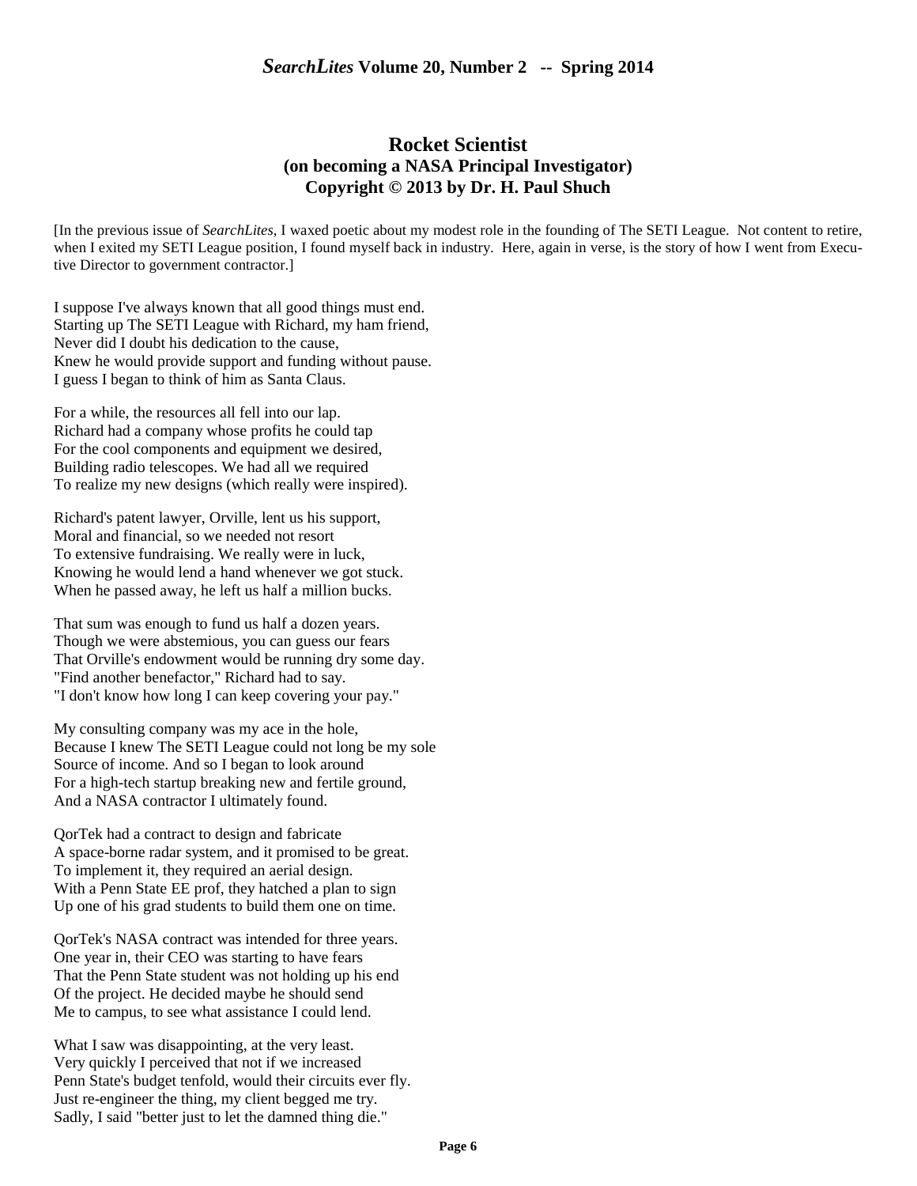## Rocket Scientist
### (on becoming a NASA Principal Investigator)
### Copyright © 2013 by Dr. H. Paul Shuch

[In the previous issue of *SearchLites*, I waxed poetic about my modest role in the founding of The SETI League. Not content to retire, when I exited my SETI League position, I found myself back in industry. Here, again in verse, is the story of how I went from Executive Director to government contractor.]

I suppose I've always known that all good things must end.  
Starting up The SETI League with Richard, my ham friend,  
Never did I doubt his dedication to the cause,  
Knew he would provide support and funding without pause.  
I guess I began to think of him as Santa Claus.

For a while, the resources all fell into our lap.  
Richard had a company whose profits he could tap  
For the cool components and equipment we desired,  
Building radio telescopes. We had all we required  
To realize my new designs (which really were inspired).

Richard's patent lawyer, Orville, lent us his support,  
Moral and financial, so we needed not resort  
To extensive fundraising. We really were in luck,  
Knowing he would lend a hand whenever we got stuck.  
When he passed away, he left us half a million bucks.

That sum was enough to fund us half a dozen years.  
Though we were abstemious, you can guess our fears  
That Orville's endowment would be running dry some day.  
"Find another benefactor," Richard had to say.  
"I don't know how long I can keep covering your pay."

My consulting company was my ace in the hole,  
Because I knew The SETI League could not long be my sole  
Source of income. And so I began to look around  
For a high-tech startup breaking new and fertile ground,  
And a NASA contractor I ultimately found.

QorTek had a contract to design and fabricate  
A space-borne radar system, and it promised to be great.  
To implement it, they required an aerial design.  
With a Penn State EE prof, they hatched a plan to sign  
Up one of his grad students to build them one on time.

QorTek's NASA contract was intended for three years.  
One year in, their CEO was starting to have fears  
That the Penn State student was not holding up his end  
Of the project. He decided maybe he should send  
Me to campus, to see what assistance I could lend.

What I saw was disappointing, at the very least.  
Very quickly I perceived that not if we increased  
Penn State's budget tenfold, would their circuits ever fly.  
Just re-engineer the thing, my client begged me try.  
Sadly, I said "better just to let the damned thing die."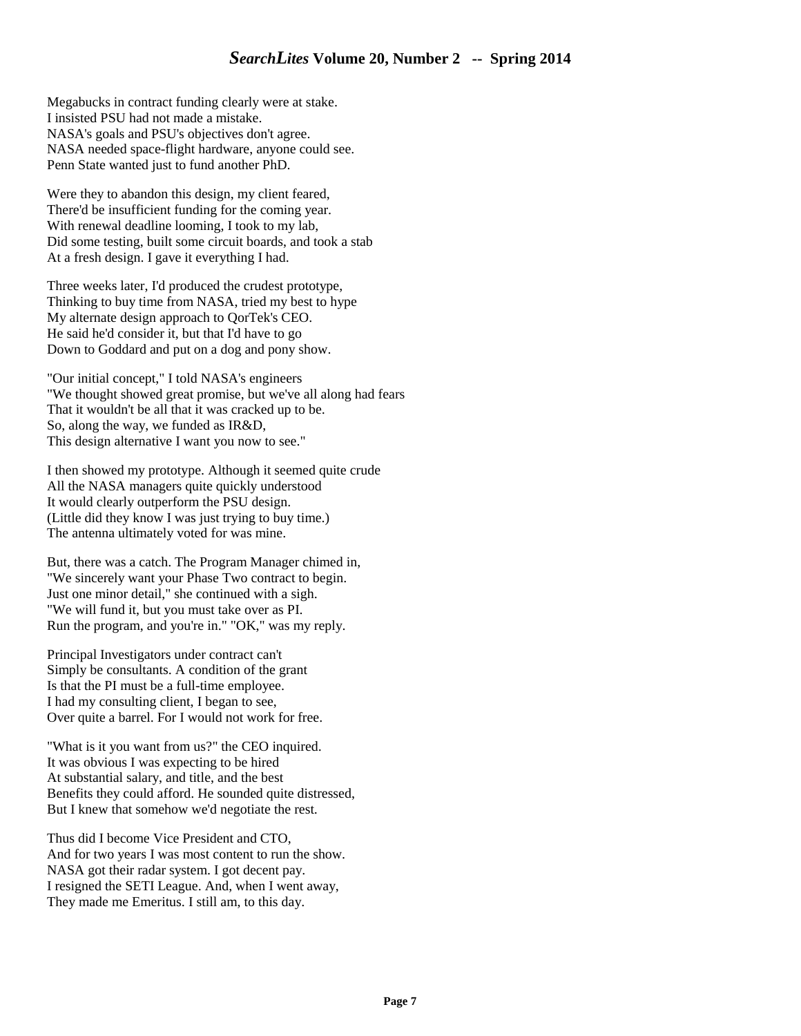Megabucks in contract funding clearly were at stake.
I insisted PSU had not made a mistake.
NASA's goals and PSU's objectives don't agree.
NASA needed space-flight hardware, anyone could see.
Penn State wanted just to fund another PhD.

Were they to abandon this design, my client feared,
There'd be insufficient funding for the coming year.
With renewal deadline looming, I took to my lab,
Did some testing, built some circuit boards, and took a stab
At a fresh design. I gave it everything I had.

Three weeks later, I'd produced the crudest prototype,
Thinking to buy time from NASA, tried my best to hype
My alternate design approach to QorTek's CEO.
He said he'd consider it, but that I'd have to go
Down to Goddard and put on a dog and pony show.

"Our initial concept," I told NASA's engineers
"We thought showed great promise, but we've all along had fears
That it wouldn't be all that it was cracked up to be.
So, along the way, we funded as IR&D,
This design alternative I want you now to see."

I then showed my prototype. Although it seemed quite crude
All the NASA managers quite quickly understood
It would clearly outperform the PSU design.
(Little did they know I was just trying to buy time.)
The antenna ultimately voted for was mine.

But, there was a catch. The Program Manager chimed in,
"We sincerely want your Phase Two contract to begin.
Just one minor detail," she continued with a sigh.
"We will fund it, but you must take over as PI.
Run the program, and you're in." "OK," was my reply.

Principal Investigators under contract can't
Simply be consultants. A condition of the grant
Is that the PI must be a full-time employee.
I had my consulting client, I began to see,
Over quite a barrel. For I would not work for free.

"What is it you want from us?" the CEO inquired.
It was obvious I was expecting to be hired
At substantial salary, and title, and the best
Benefits they could afford. He sounded quite distressed,
But I knew that somehow we'd negotiate the rest.

Thus did I become Vice President and CTO,
And for two years I was most content to run the show.
NASA got their radar system. I got decent pay.
I resigned the SETI League. And, when I went away,
They made me Emeritus. I still am, to this day.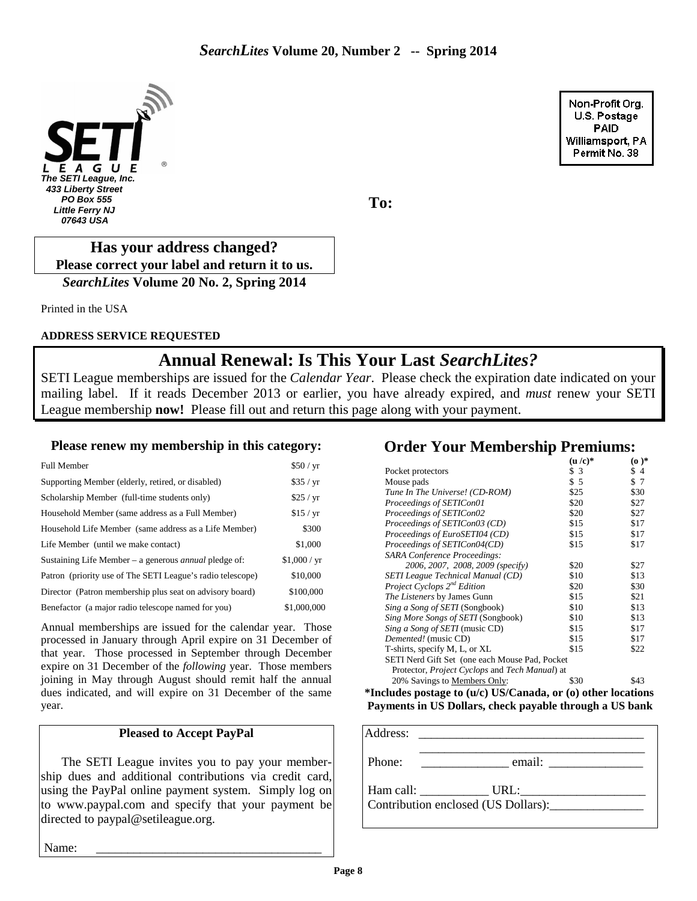*SearchLites* **Volume 20, Number 2 -- Spring 2014**

The SETI League, Inc.
433 Liberty Street
PO Box 555
Little Ferry NJ
07643 USA

Non-Profit Org.
U.S. Postage
PAID
Williamsport, PA
Permit No. 38

**To:**

**Has your address changed?**
**Please correct your label and return it to us.**
*SearchLites* **Volume 20 No. 2, Spring 2014**

Printed in the USA

**ADDRESS SERVICE REQUESTED**

## Annual Renewal: Is This Your Last *SearchLites?*

SETI League memberships are issued for the *Calendar Year*. Please check the expiration date indicated on your mailing label. If it reads December 2013 or earlier, you have already expired, and *must* renew your SETI League membership **now!** Please fill out and return this page along with your payment.

### Please renew my membership in this category:

| | |
|---|---|
| Full Member | $50 / yr |
| Supporting Member (elderly, retired, or disabled) | $35 / yr |
| Scholarship Member (full-time students only) | $25 / yr |
| Household Member (same address as a Full Member) | $15 / yr |
| Household Life Member (same address as a Life Member) | $300 |
| Life Member (until we make contact) | $1,000 |
| Sustaining Life Member – a generous *annual* pledge of: | $1,000 / yr |
| Patron (priority use of The SETI League's radio telescope) | $10,000 |
| Director (Patron membership plus seat on advisory board) | $100,000 |
| Benefactor (a major radio telescope named for you) | $1,000,000 |

Annual memberships are issued for the calendar year. Those processed in January through April expire on 31 December of that year. Those processed in September through December expire on 31 December of the *following* year. Those members joining in May through August should remit half the annual dues indicated, and will expire on 31 December of the same year.

**Pleased to Accept PayPal**

The SETI League invites you to pay your membership dues and additional contributions via credit card, using the PayPal online payment system. Simply log on to www.paypal.com and specify that your payment be directed to paypal@setileague.org.

Name: ___________________________________

## Order Your Membership Premiums:

| | (u /c)* | (o )* |
|---|---|---|
| Pocket protectors | $ 3 | $ 4 |
| Mouse pads | $ 5 | $ 7 |
| *Tune In The Universe! (CD-ROM)* | $25 | $30 |
| *Proceedings of SETICon01* | $20 | $27 |
| *Proceedings of SETICon02* | $20 | $27 |
| *Proceedings of SETICon03 (CD)* | $15 | $17 |
| *Proceedings of EuroSETI04 (CD)* | $15 | $17 |
| *Proceedings of SETICon04(CD)* | $15 | $17 |
| *SARA Conference Proceedings: 2006, 2007, 2008, 2009 (specify)* | $20 | $27 |
| *SETI League Technical Manual (CD)* | $10 | $13 |
| *Project Cyclops 2nd Edition* | $20 | $30 |
| *The Listeners* by James Gunn | $15 | $21 |
| *Sing a Song of SETI* (Songbook) | $10 | $13 |
| *Sing More Songs of SETI* (Songbook) | $10 | $13 |
| *Sing a Song of SETI* (music CD) | $15 | $17 |
| *Demented!* (music CD) | $15 | $17 |
| T-shirts, specify M, L, or XL | $15 | $22 |
| SETI Nerd Gift Set (one each Mouse Pad, Pocket Protector, *Project Cyclops* and *Tech Manual*) at 20% Savings to Members Only: | $30 | $43 |

**\*Includes postage to (u/c) US/Canada, or (o) other locations**
**Payments in US Dollars, check payable through a US bank**

Address: ___________________________________
___________________________________
Phone: ______________ email: _______________

Ham call: ___________ URL:___________________
Contribution enclosed (US Dollars):_______________